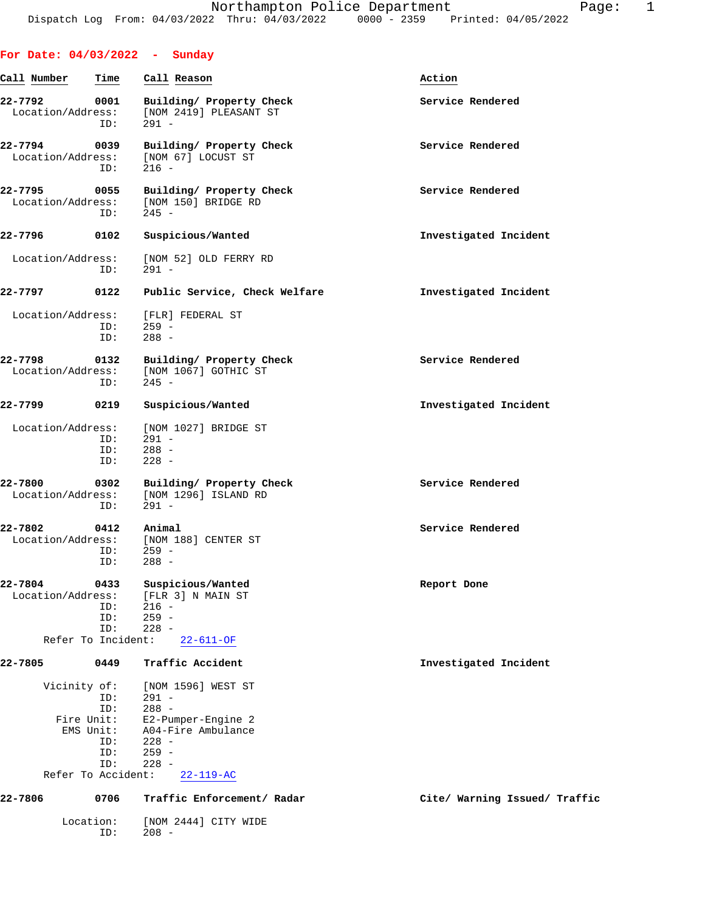Northampton Police Department
Dispatch Log From: 04/03/2022 Thru: 04/03/2022 0000 - 2359 Printed: 04/05/2022

## For Date: 04/03/2022 - Sunday

| Call Number | Time | Call Reason | Action |
|---|---|---|---|

**22-7792** **0001** **Building/ Property Check** **Service Rendered**
Location/Address: [NOM 2419] PLEASANT ST
ID: 291 -

**22-7794** **0039** **Building/ Property Check** **Service Rendered**
Location/Address: [NOM 67] LOCUST ST
ID: 216 -

**22-7795** **0055** **Building/ Property Check** **Service Rendered**
Location/Address: [NOM 150] BRIDGE RD
ID: 245 -

**22-7796** **0102** **Suspicious/Wanted** **Investigated Incident**
Location/Address: [NOM 52] OLD FERRY RD
ID: 291 -

**22-7797** **0122** **Public Service, Check Welfare** **Investigated Incident**
Location/Address: [FLR] FEDERAL ST
ID: 259 -
ID: 288 -

**22-7798** **0132** **Building/ Property Check** **Service Rendered**
Location/Address: [NOM 1067] GOTHIC ST
ID: 245 -

**22-7799** **0219** **Suspicious/Wanted** **Investigated Incident**
Location/Address: [NOM 1027] BRIDGE ST
ID: 291 -
ID: 288 -
ID: 228 -

**22-7800** **0302** **Building/ Property Check** **Service Rendered**
Location/Address: [NOM 1296] ISLAND RD
ID: 291 -

**22-7802** **0412** **Animal** **Service Rendered**
Location/Address: [NOM 188] CENTER ST
ID: 259 -
ID: 288 -

**22-7804** **0433** **Suspicious/Wanted** **Report Done**
Location/Address: [FLR 3] N MAIN ST
ID: 216 -
ID: 259 -
ID: 228 -
Refer To Incident: 22-611-OF

**22-7805** **0449** **Traffic Accident** **Investigated Incident**
Vicinity of: [NOM 1596] WEST ST
ID: 291 -
ID: 288 -
Fire Unit: E2-Pumper-Engine 2
EMS Unit: A04-Fire Ambulance
ID: 228 -
ID: 259 -
ID: 228 -
Refer To Accident: 22-119-AC

**22-7806** **0706** **Traffic Enforcement/ Radar** **Cite/ Warning Issued/ Traffic**
Location: [NOM 2444] CITY WIDE
ID: 208 -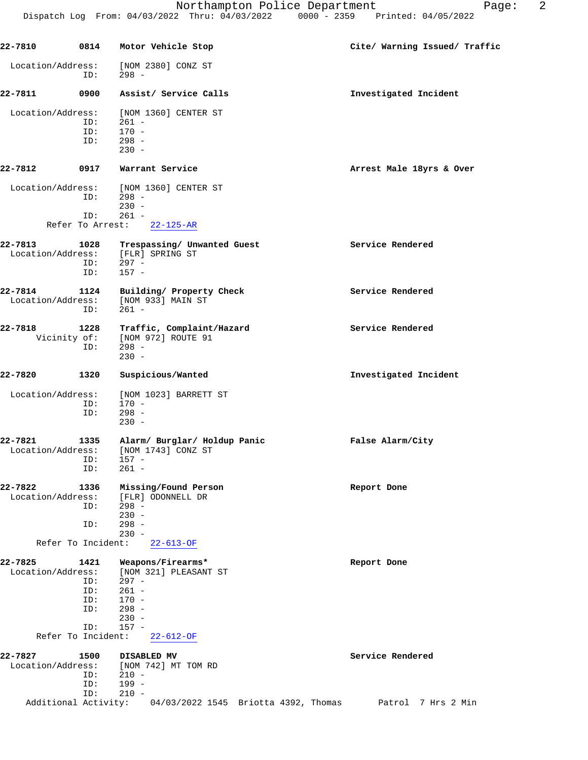**22-7810** **0814** **Motor Vehicle Stop** **Cite/ Warning Issued/ Traffic**

Location/Address: [NOM 2380] CONZ ST
ID: 298 -

**22-7811** **0900** **Assist/ Service Calls** **Investigated Incident**

Location/Address: [NOM 1360] CENTER ST
ID: 261 -
ID: 170 -
ID: 298 -
230 -

**22-7812** **0917** **Warrant Service** **Arrest Male 18yrs & Over**

Location/Address: [NOM 1360] CENTER ST
ID: 298 -
230 -
ID: 261 -
Refer To Arrest: 22-125-AR

**22-7813** **1028** **Trespassing/ Unwanted Guest** **Service Rendered**
Location/Address: [FLR] SPRING ST
ID: 297 -
ID: 157 -

**22-7814** **1124** **Building/ Property Check** **Service Rendered**
Location/Address: [NOM 933] MAIN ST
ID: 261 -

**22-7818** **1228** **Traffic, Complaint/Hazard** **Service Rendered**
Vicinity of: [NOM 972] ROUTE 91
ID: 298 -
230 -

**22-7820** **1320** **Suspicious/Wanted** **Investigated Incident**

Location/Address: [NOM 1023] BARRETT ST
ID: 170 -
ID: 298 -
230 -

**22-7821** **1335** **Alarm/ Burglar/ Holdup Panic** **False Alarm/City**
Location/Address: [NOM 1743] CONZ ST
ID: 157 -
ID: 261 -

**22-7822** **1336** **Missing/Found Person** **Report Done**
Location/Address: [FLR] ODONNELL DR
ID: 298 -
230 -
ID: 298 -
230 -
Refer To Incident: 22-613-OF

**22-7825** **1421** **Weapons/Firearms*** **Report Done**
Location/Address: [NOM 321] PLEASANT ST
ID: 297 -
ID: 261 -
ID: 170 -
ID: 298 -
230 -
ID: 157 -
Refer To Incident: 22-612-OF

**22-7827** **1500** **DISABLED MV** **Service Rendered**
Location/Address: [NOM 742] MT TOM RD
ID: 210 -
ID: 199 -
ID: 210 -
Additional Activity: 04/03/2022 1545 Briotta 4392, Thomas Patrol 7 Hrs 2 Min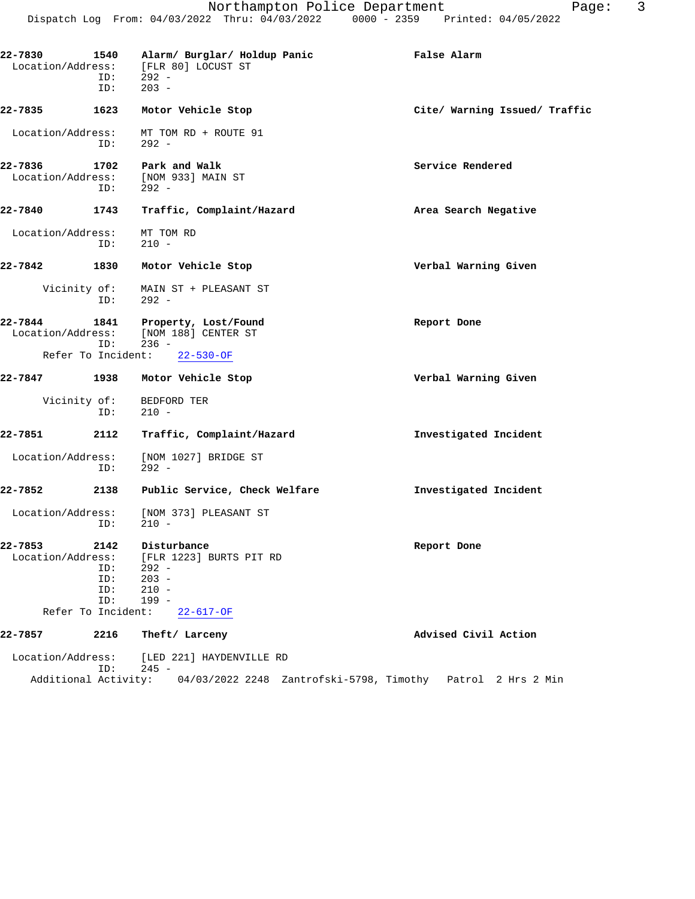22-7830 1540 **Alarm/ Burglar/ Holdup Panic** False Alarm
Location/Address: [FLR 80] LOCUST ST
ID: 292 -
ID: 203 -

22-7835 1623 **Motor Vehicle Stop** Cite/ Warning Issued/ Traffic
Location/Address: MT TOM RD + ROUTE 91
ID: 292 -

22-7836 1702 **Park and Walk** Service Rendered
Location/Address: [NOM 933] MAIN ST
ID: 292 -

22-7840 1743 **Traffic, Complaint/Hazard** Area Search Negative
Location/Address: MT TOM RD
ID: 210 -

22-7842 1830 **Motor Vehicle Stop** Verbal Warning Given
Vicinity of: MAIN ST + PLEASANT ST
ID: 292 -

22-7844 1841 **Property, Lost/Found** Report Done
Location/Address: [NOM 188] CENTER ST
ID: 236 -
Refer To Incident: 22-530-OF

22-7847 1938 **Motor Vehicle Stop** Verbal Warning Given
Vicinity of: BEDFORD TER
ID: 210 -

22-7851 2112 **Traffic, Complaint/Hazard** Investigated Incident
Location/Address: [NOM 1027] BRIDGE ST
ID: 292 -

22-7852 2138 **Public Service, Check Welfare** Investigated Incident
Location/Address: [NOM 373] PLEASANT ST
ID: 210 -

22-7853 2142 **Disturbance** Report Done
Location/Address: [FLR 1223] BURTS PIT RD
ID: 292 -
ID: 203 -
ID: 210 -
ID: 199 -
Refer To Incident: 22-617-OF

22-7857 2216 **Theft/ Larceny** Advised Civil Action
Location/Address: [LED 221] HAYDENVILLE RD
ID: 245 -
Additional Activity: 04/03/2022 2248 Zantrofski-5798, Timothy Patrol 2 Hrs 2 Min